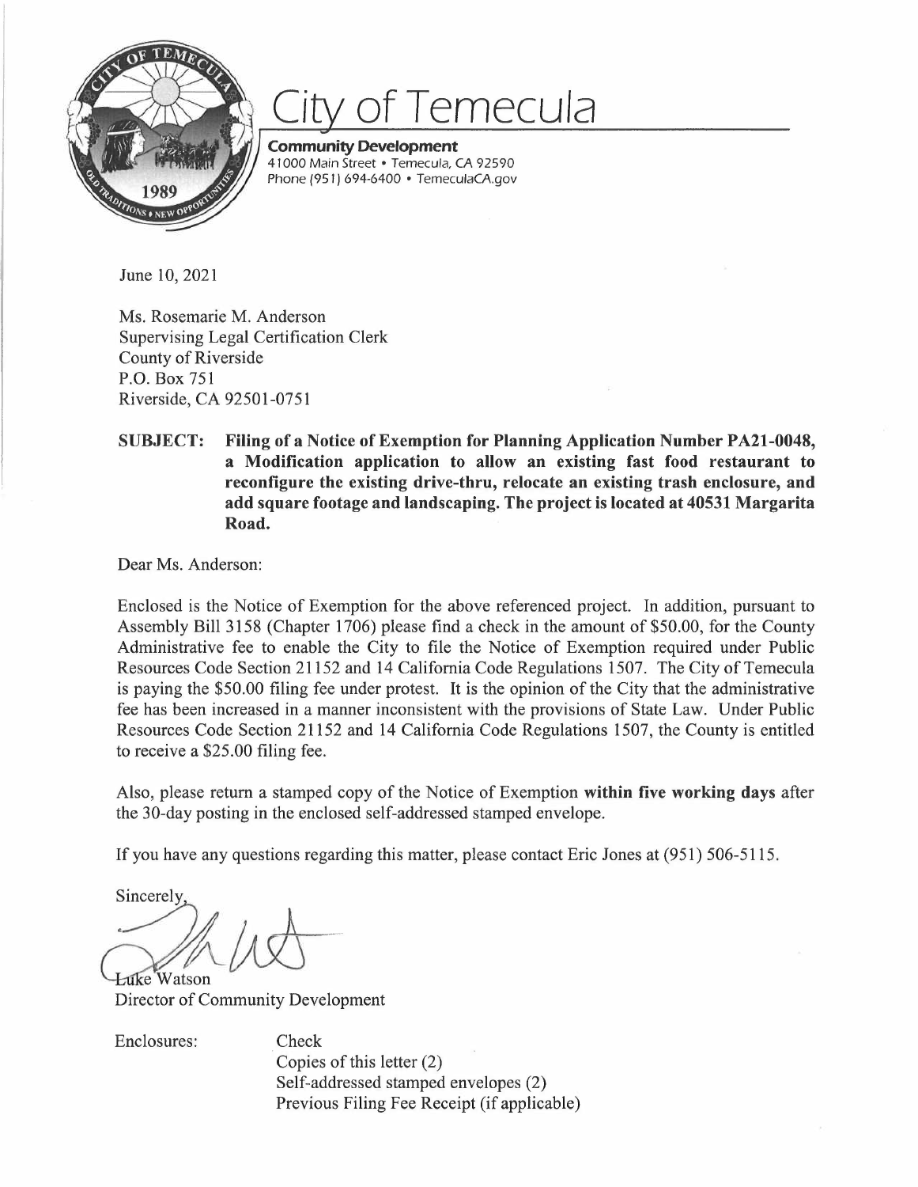# City of Temecula

**Community Development**
41000 Main Street • Temecula, CA 92590
Phone (951) 694-6400 • TemeculaCA.gov

June 10, 2021

Ms. Rosemarie M. Anderson
Supervising Legal Certification Clerk
County of Riverside
P.O. Box 751
Riverside, CA 92501-0751

**SUBJECT: Filing of a Notice of Exemption for Planning Application Number PA21-0048, a Modification application to allow an existing fast food restaurant to reconfigure the existing drive-thru, relocate an existing trash enclosure, and add square footage and landscaping. The project is located at 40531 Margarita Road.**

Dear Ms. Anderson:

Enclosed is the Notice of Exemption for the above referenced project. In addition, pursuant to Assembly Bill 3158 (Chapter 1706) please find a check in the amount of $50.00, for the County Administrative fee to enable the City to file the Notice of Exemption required under Public Resources Code Section 21152 and 14 California Code Regulations 1507. The City of Temecula is paying the $50.00 filing fee under protest. It is the opinion of the City that the administrative fee has been increased in a manner inconsistent with the provisions of State Law. Under Public Resources Code Section 21152 and 14 California Code Regulations 1507, the County is entitled to receive a $25.00 filing fee.

Also, please return a stamped copy of the Notice of Exemption **within five working days** after the 30-day posting in the enclosed self-addressed stamped envelope.

If you have any questions regarding this matter, please contact Eric Jones at (951) 506-5115.

Sincerely,

Luke Watson
Director of Community Development

Enclosures:
- Check
- Copies of this letter (2)
- Self-addressed stamped envelopes (2)
- Previous Filing Fee Receipt (if applicable)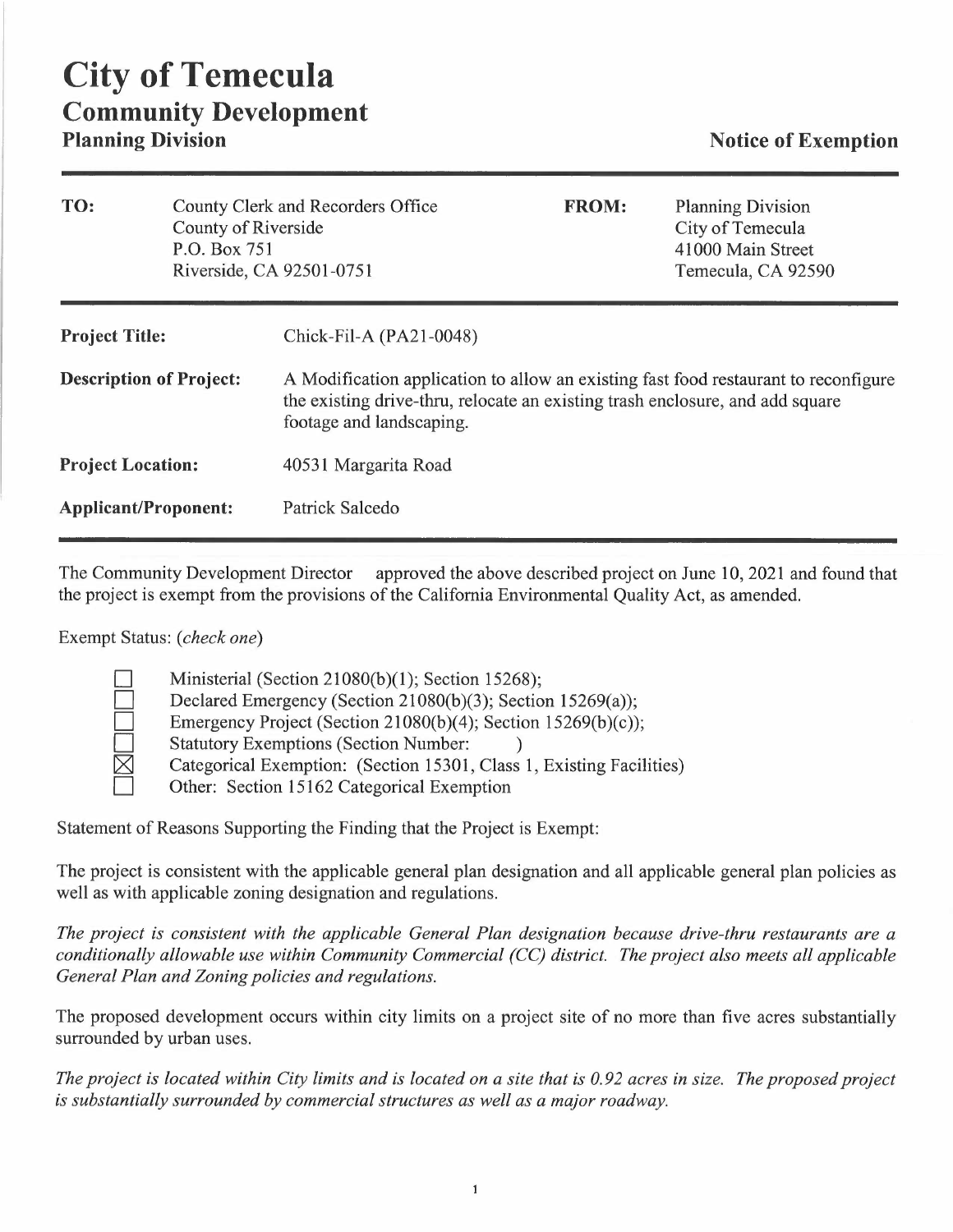# City of Temecula

## Community Development

### Planning Division

**Notice of Exemption**

| **TO:** | County Clerk and Recorders Office<br>County of Riverside<br>P.O. Box 751<br>Riverside, CA 92501-0751 | **FROM:** | Planning Division<br>City of Temecula<br>41000 Main Street<br>Temecula, CA 92590 |
|---|---|---|---|

| | |
|---|---|
| **Project Title:** | Chick-Fil-A (PA21-0048) |
| **Description of Project:** | A Modification application to allow an existing fast food restaurant to reconfigure the existing drive-thru, relocate an existing trash enclosure, and add square footage and landscaping. |
| **Project Location:** | 40531 Margarita Road |
| **Applicant/Proponent:** | Patrick Salcedo |

The Community Development Director approved the above described project on June 10, 2021 and found that the project is exempt from the provisions of the California Environmental Quality Act, as amended.

Exempt Status: *(check one)*

- ☐ Ministerial (Section 21080(b)(1); Section 15268);
- ☐ Declared Emergency (Section 21080(b)(3); Section 15269(a));
- ☐ Emergency Project (Section 21080(b)(4); Section 15269(b)(c));
- ☐ Statutory Exemptions (Section Number: )
- ☒ Categorical Exemption: (Section 15301, Class 1, Existing Facilities)
- ☐ Other: Section 15162 Categorical Exemption

Statement of Reasons Supporting the Finding that the Project is Exempt:

The project is consistent with the applicable general plan designation and all applicable general plan policies as well as with applicable zoning designation and regulations.

*The project is consistent with the applicable General Plan designation because drive-thru restaurants are a conditionally allowable use within Community Commercial (CC) district. The project also meets all applicable General Plan and Zoning policies and regulations.*

The proposed development occurs within city limits on a project site of no more than five acres substantially surrounded by urban uses.

*The project is located within City limits and is located on a site that is 0.92 acres in size. The proposed project is substantially surrounded by commercial structures as well as a major roadway.*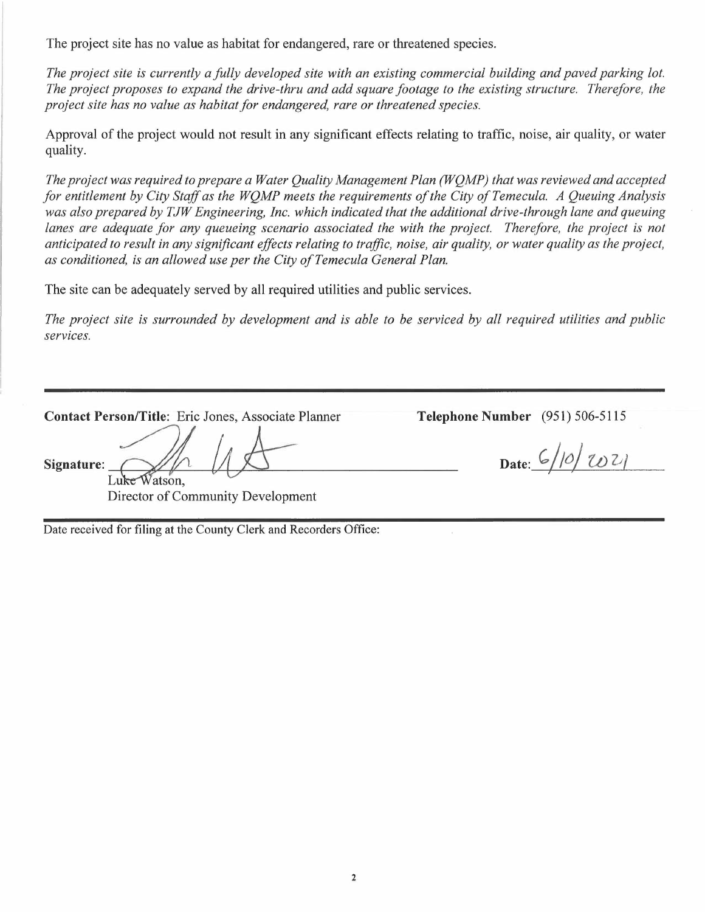The project site has no value as habitat for endangered, rare or threatened species.

*The project site is currently a fully developed site with an existing commercial building and paved parking lot. The project proposes to expand the drive-thru and add square footage to the existing structure. Therefore, the project site has no value as habitat for endangered, rare or threatened species.*

Approval of the project would not result in any significant effects relating to traffic, noise, air quality, or water quality.

*The project was required to prepare a Water Quality Management Plan (WQMP) that was reviewed and accepted for entitlement by City Staff as the WQMP meets the requirements of the City of Temecula. A Queuing Analysis was also prepared by TJW Engineering, Inc. which indicated that the additional drive-through lane and queuing lanes are adequate for any queueing scenario associated the with the project. Therefore, the project is not anticipated to result in any significant effects relating to traffic, noise, air quality, or water quality as the project, as conditioned, is an allowed use per the City of Temecula General Plan.*

The site can be adequately served by all required utilities and public services.

*The project site is surrounded by development and is able to be serviced by all required utilities and public services.*

---

**Contact Person/Title:** Eric Jones, Associate Planner

**Telephone Number** (951) 506-5115

**Signature:** ______________________

Luke Watson,
Director of Community Development

**Date:** 6/10/2021

---

Date received for filing at the County Clerk and Recorders Office: